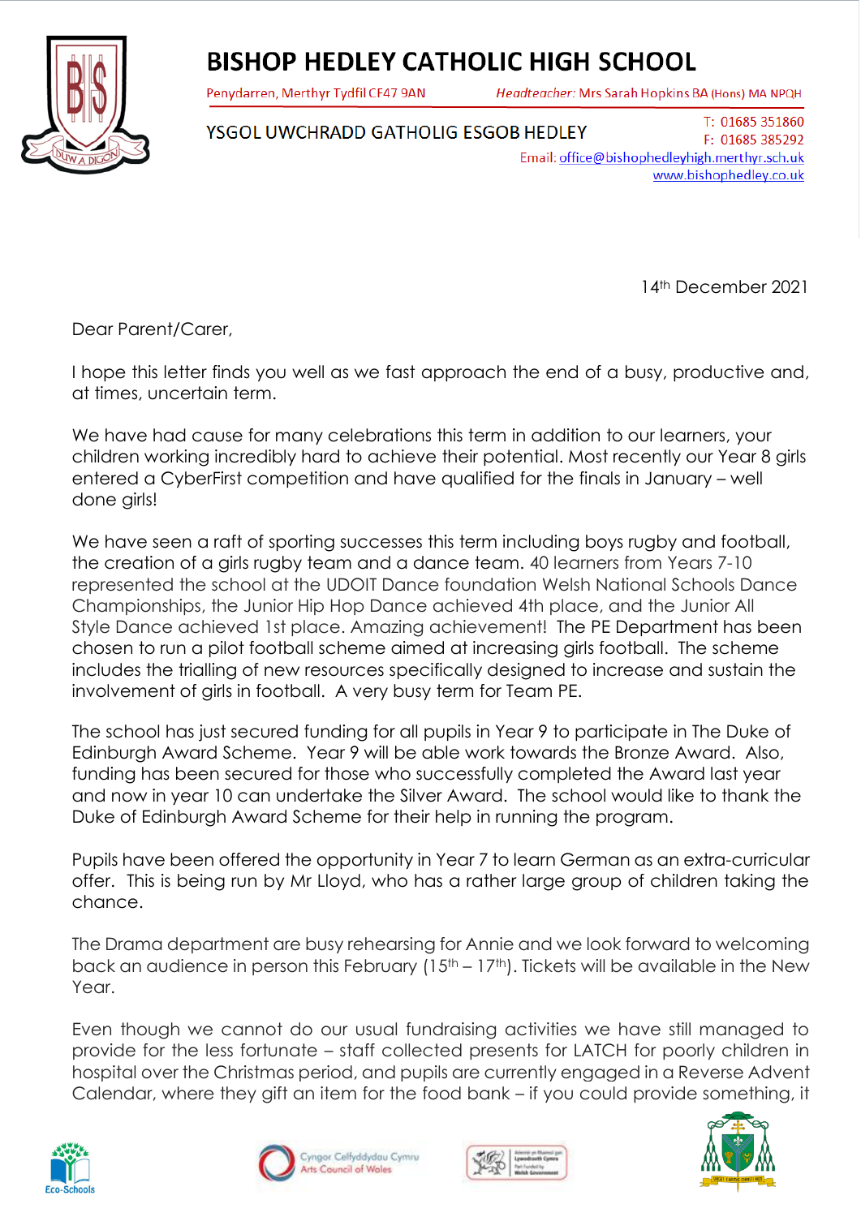# BISHOP HEDLEY CATHOLIC HIGH SCHOOL

Penydarren, Merthyr Tydfil CF47 9AN

*Headteacher:* Mrs Sarah Hopkins BA (Hons) MA NPQH

YSGOL UWCHRADD GATHOLIG ESGOB HEDLEY

T: 01685 351860
F: 01685 385292
Email: office@bishophedleyhigh.merthyr.sch.uk
www.bishophedley.co.uk

14th December 2021

Dear Parent/Carer,

I hope this letter finds you well as we fast approach the end of a busy, productive and, at times, uncertain term.

We have had cause for many celebrations this term in addition to our learners, your children working incredibly hard to achieve their potential. Most recently our Year 8 girls entered a CyberFirst competition and have qualified for the finals in January – well done girls!

We have seen a raft of sporting successes this term including boys rugby and football, the creation of a girls rugby team and a dance team. 40 learners from Years 7-10 represented the school at the UDOIT Dance foundation Welsh National Schools Dance Championships, the Junior Hip Hop Dance achieved 4th place, and the Junior All Style Dance achieved 1st place. Amazing achievement! The PE Department has been chosen to run a pilot football scheme aimed at increasing girls football. The scheme includes the trialling of new resources specifically designed to increase and sustain the involvement of girls in football. A very busy term for Team PE.

The school has just secured funding for all pupils in Year 9 to participate in The Duke of Edinburgh Award Scheme. Year 9 will be able work towards the Bronze Award. Also, funding has been secured for those who successfully completed the Award last year and now in year 10 can undertake the Silver Award. The school would like to thank the Duke of Edinburgh Award Scheme for their help in running the program.

Pupils have been offered the opportunity in Year 7 to learn German as an extra-curricular offer. This is being run by Mr Lloyd, who has a rather large group of children taking the chance.

The Drama department are busy rehearsing for Annie and we look forward to welcoming back an audience in person this February (15th – 17th). Tickets will be available in the New Year.

Even though we cannot do our usual fundraising activities we have still managed to provide for the less fortunate – staff collected presents for LATCH for poorly children in hospital over the Christmas period, and pupils are currently engaged in a Reverse Advent Calendar, where they gift an item for the food bank – if you could provide something, it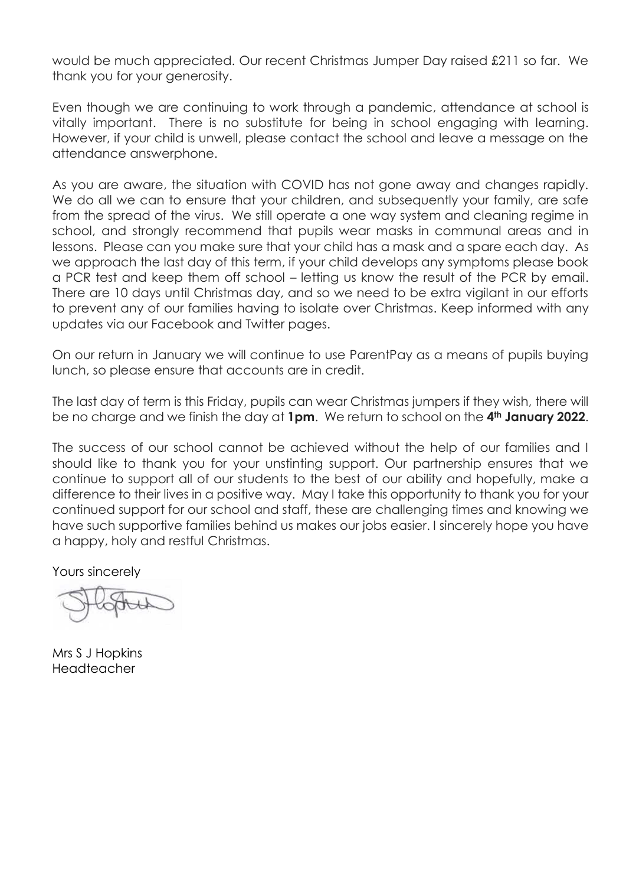would be much appreciated. Our recent Christmas Jumper Day raised £211 so far. We thank you for your generosity.

Even though we are continuing to work through a pandemic, attendance at school is vitally important. There is no substitute for being in school engaging with learning. However, if your child is unwell, please contact the school and leave a message on the attendance answerphone.

As you are aware, the situation with COVID has not gone away and changes rapidly. We do all we can to ensure that your children, and subsequently your family, are safe from the spread of the virus. We still operate a one way system and cleaning regime in school, and strongly recommend that pupils wear masks in communal areas and in lessons. Please can you make sure that your child has a mask and a spare each day. As we approach the last day of this term, if your child develops any symptoms please book a PCR test and keep them off school – letting us know the result of the PCR by email. There are 10 days until Christmas day, and so we need to be extra vigilant in our efforts to prevent any of our families having to isolate over Christmas. Keep informed with any updates via our Facebook and Twitter pages.

On our return in January we will continue to use ParentPay as a means of pupils buying lunch, so please ensure that accounts are in credit.

The last day of term is this Friday, pupils can wear Christmas jumpers if they wish, there will be no charge and we finish the day at **1pm**. We return to school on the **4th January 2022**.

The success of our school cannot be achieved without the help of our families and I should like to thank you for your unstinting support. Our partnership ensures that we continue to support all of our students to the best of our ability and hopefully, make a difference to their lives in a positive way. May I take this opportunity to thank you for your continued support for our school and staff, these are challenging times and knowing we have such supportive families behind us makes our jobs easier. I sincerely hope you have a happy, holy and restful Christmas.

Yours sincerely

Mrs S J Hopkins
Headteacher